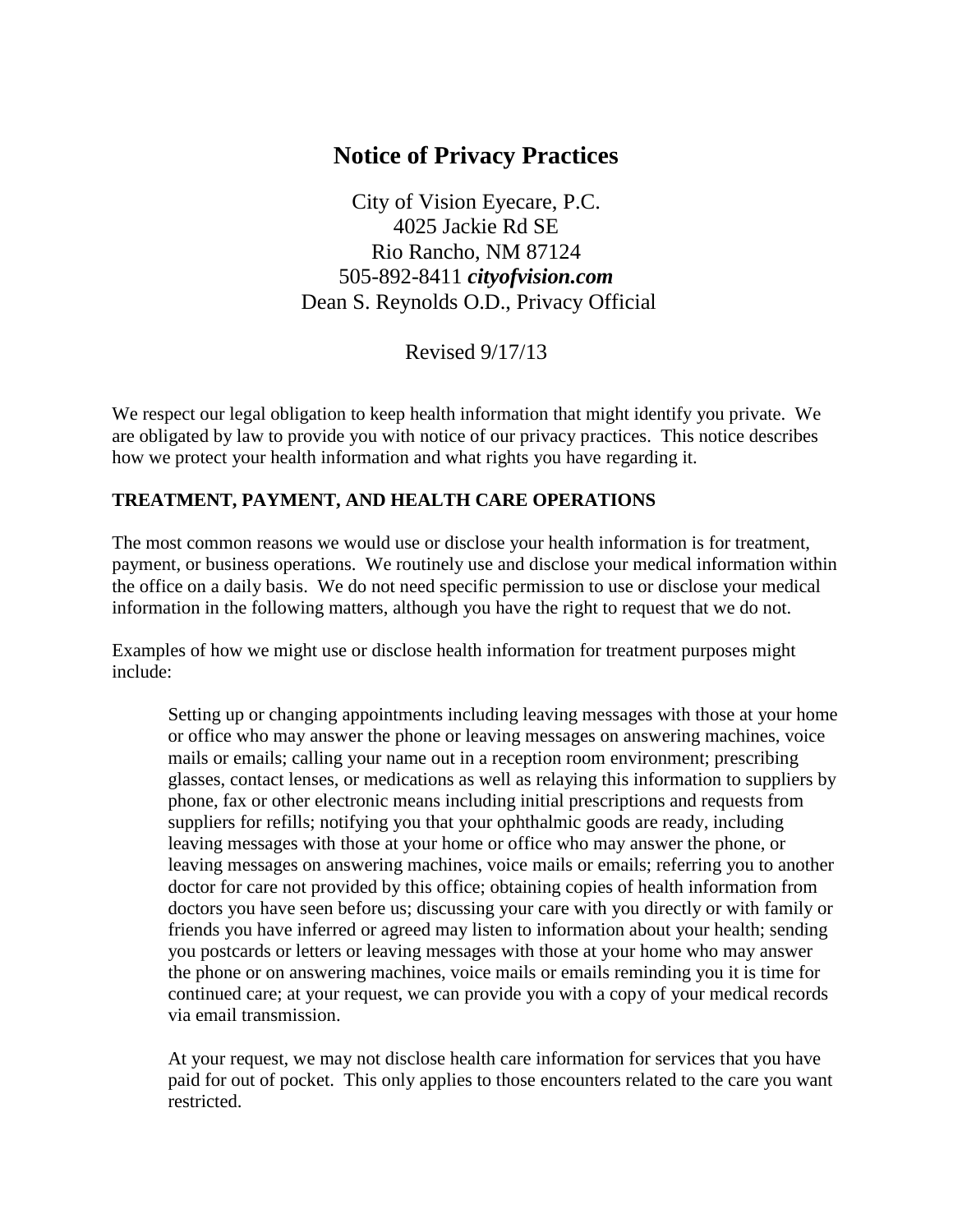# Notice of Privacy Practices

City of Vision Eyecare, P.C.
4025 Jackie Rd SE
Rio Rancho, NM 87124
505-892-8411 ***cityofvision.com***
Dean S. Reynolds O.D., Privacy Official

Revised 9/17/13

We respect our legal obligation to keep health information that might identify you private. We are obligated by law to provide you with notice of our privacy practices. This notice describes how we protect your health information and what rights you have regarding it.

## TREATMENT, PAYMENT, AND HEALTH CARE OPERATIONS

The most common reasons we would use or disclose your health information is for treatment, payment, or business operations. We routinely use and disclose your medical information within the office on a daily basis. We do not need specific permission to use or disclose your medical information in the following matters, although you have the right to request that we do not.

Examples of how we might use or disclose health information for treatment purposes might include:

> Setting up or changing appointments including leaving messages with those at your home or office who may answer the phone or leaving messages on answering machines, voice mails or emails; calling your name out in a reception room environment; prescribing glasses, contact lenses, or medications as well as relaying this information to suppliers by phone, fax or other electronic means including initial prescriptions and requests from suppliers for refills; notifying you that your ophthalmic goods are ready, including leaving messages with those at your home or office who may answer the phone, or leaving messages on answering machines, voice mails or emails; referring you to another doctor for care not provided by this office; obtaining copies of health information from doctors you have seen before us; discussing your care with you directly or with family or friends you have inferred or agreed may listen to information about your health; sending you postcards or letters or leaving messages with those at your home who may answer the phone or on answering machines, voice mails or emails reminding you it is time for continued care; at your request, we can provide you with a copy of your medical records via email transmission.
>
> At your request, we may not disclose health care information for services that you have paid for out of pocket. This only applies to those encounters related to the care you want restricted.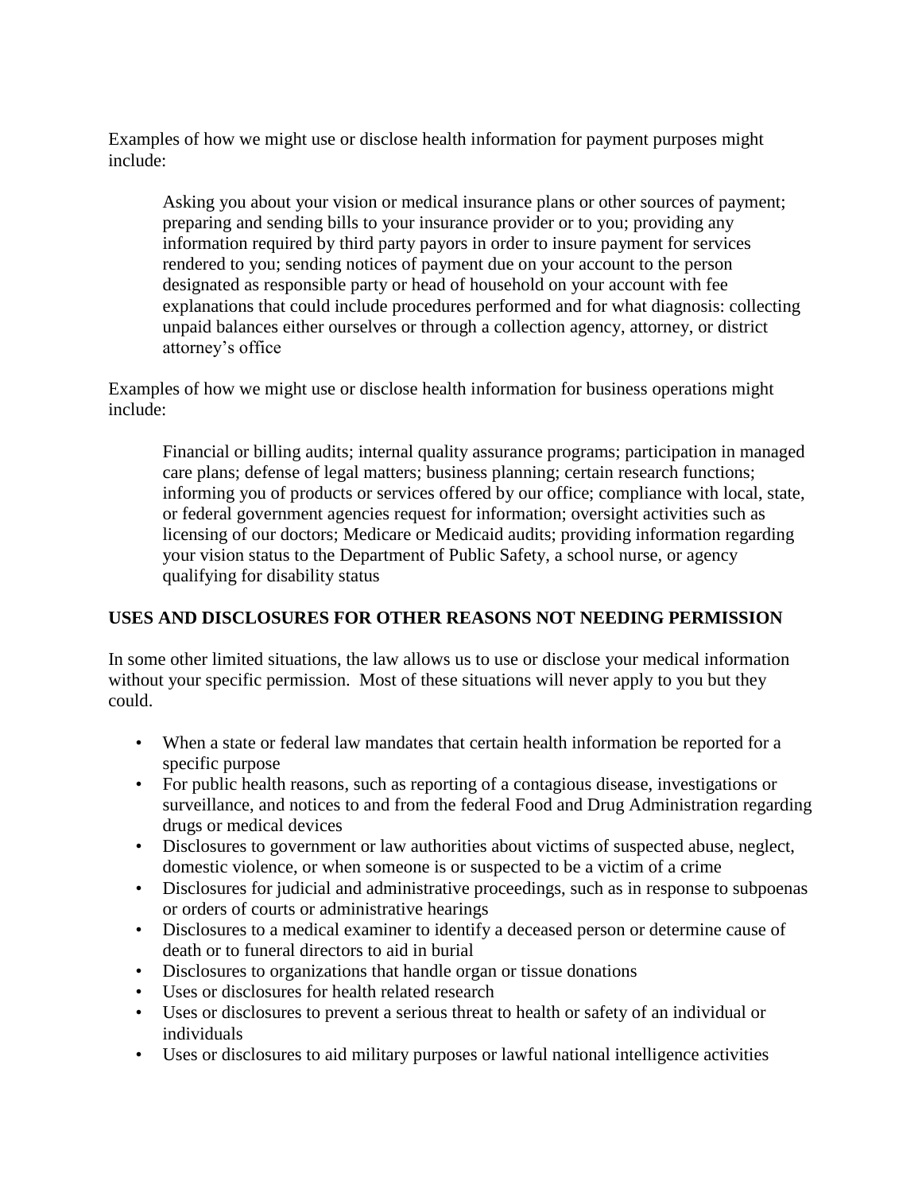Examples of how we might use or disclose health information for payment purposes might include:

> Asking you about your vision or medical insurance plans or other sources of payment; preparing and sending bills to your insurance provider or to you; providing any information required by third party payors in order to insure payment for services rendered to you; sending notices of payment due on your account to the person designated as responsible party or head of household on your account with fee explanations that could include procedures performed and for what diagnosis: collecting unpaid balances either ourselves or through a collection agency, attorney, or district attorney's office

Examples of how we might use or disclose health information for business operations might include:

> Financial or billing audits; internal quality assurance programs; participation in managed care plans; defense of legal matters; business planning; certain research functions; informing you of products or services offered by our office; compliance with local, state, or federal government agencies request for information; oversight activities such as licensing of our doctors; Medicare or Medicaid audits; providing information regarding your vision status to the Department of Public Safety, a school nurse, or agency qualifying for disability status

**USES AND DISCLOSURES FOR OTHER REASONS NOT NEEDING PERMISSION**

In some other limited situations, the law allows us to use or disclose your medical information without your specific permission. Most of these situations will never apply to you but they could.

- When a state or federal law mandates that certain health information be reported for a specific purpose
- For public health reasons, such as reporting of a contagious disease, investigations or surveillance, and notices to and from the federal Food and Drug Administration regarding drugs or medical devices
- Disclosures to government or law authorities about victims of suspected abuse, neglect, domestic violence, or when someone is or suspected to be a victim of a crime
- Disclosures for judicial and administrative proceedings, such as in response to subpoenas or orders of courts or administrative hearings
- Disclosures to a medical examiner to identify a deceased person or determine cause of death or to funeral directors to aid in burial
- Disclosures to organizations that handle organ or tissue donations
- Uses or disclosures for health related research
- Uses or disclosures to prevent a serious threat to health or safety of an individual or individuals
- Uses or disclosures to aid military purposes or lawful national intelligence activities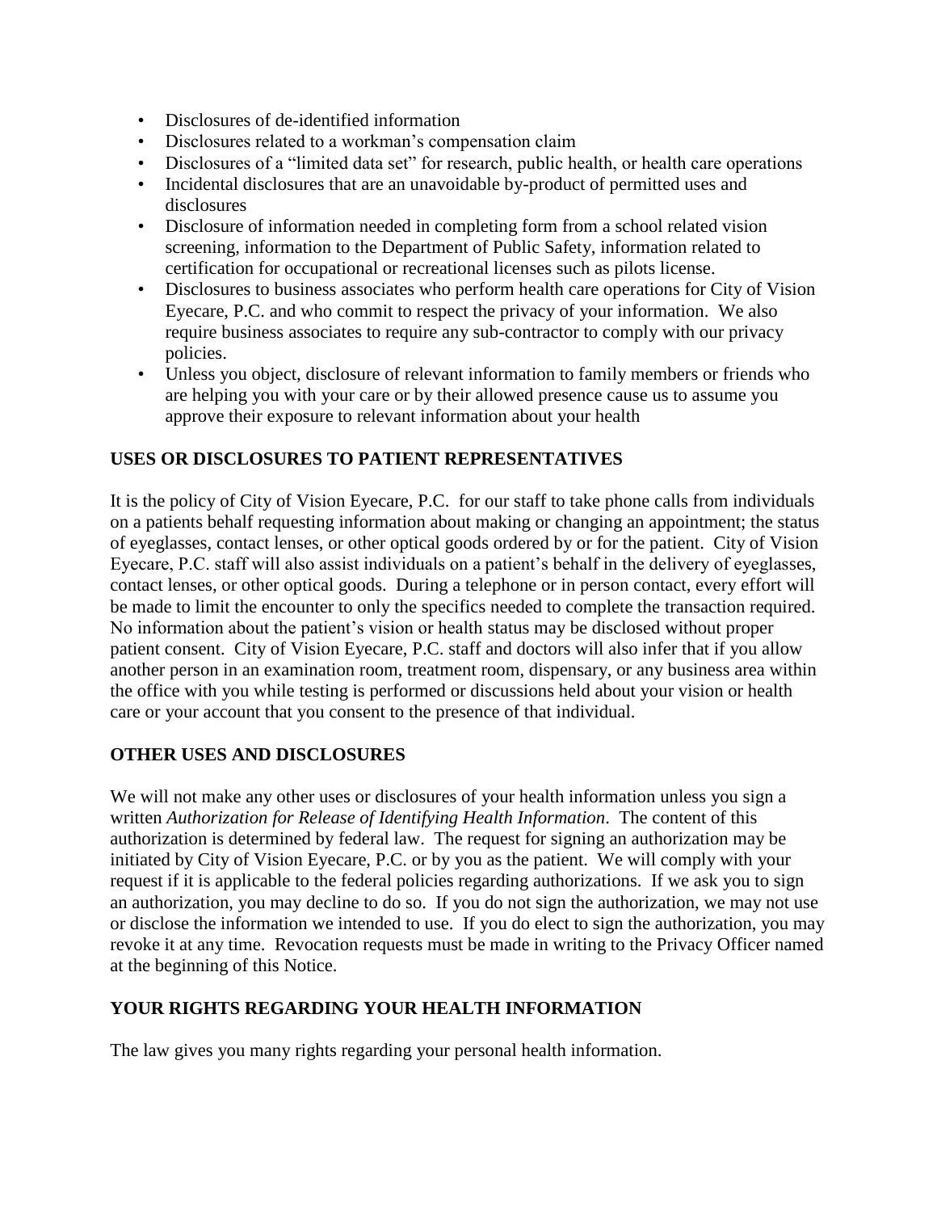- Disclosures of de-identified information
- Disclosures related to a workman's compensation claim
- Disclosures of a "limited data set" for research, public health, or health care operations
- Incidental disclosures that are an unavoidable by-product of permitted uses and disclosures
- Disclosure of information needed in completing form from a school related vision screening, information to the Department of Public Safety, information related to certification for occupational or recreational licenses such as pilots license.
- Disclosures to business associates who perform health care operations for City of Vision Eyecare, P.C. and who commit to respect the privacy of your information. We also require business associates to require any sub-contractor to comply with our privacy policies.
- Unless you object, disclosure of relevant information to family members or friends who are helping you with your care or by their allowed presence cause us to assume you approve their exposure to relevant information about your health

## USES OR DISCLOSURES TO PATIENT REPRESENTATIVES

It is the policy of City of Vision Eyecare, P.C. for our staff to take phone calls from individuals on a patients behalf requesting information about making or changing an appointment; the status of eyeglasses, contact lenses, or other optical goods ordered by or for the patient. City of Vision Eyecare, P.C. staff will also assist individuals on a patient's behalf in the delivery of eyeglasses, contact lenses, or other optical goods. During a telephone or in person contact, every effort will be made to limit the encounter to only the specifics needed to complete the transaction required. No information about the patient's vision or health status may be disclosed without proper patient consent. City of Vision Eyecare, P.C. staff and doctors will also infer that if you allow another person in an examination room, treatment room, dispensary, or any business area within the office with you while testing is performed or discussions held about your vision or health care or your account that you consent to the presence of that individual.

## OTHER USES AND DISCLOSURES

We will not make any other uses or disclosures of your health information unless you sign a written *Authorization for Release of Identifying Health Information*. The content of this authorization is determined by federal law. The request for signing an authorization may be initiated by City of Vision Eyecare, P.C. or by you as the patient. We will comply with your request if it is applicable to the federal policies regarding authorizations. If we ask you to sign an authorization, you may decline to do so. If you do not sign the authorization, we may not use or disclose the information we intended to use. If you do elect to sign the authorization, you may revoke it at any time. Revocation requests must be made in writing to the Privacy Officer named at the beginning of this Notice.

## YOUR RIGHTS REGARDING YOUR HEALTH INFORMATION

The law gives you many rights regarding your personal health information.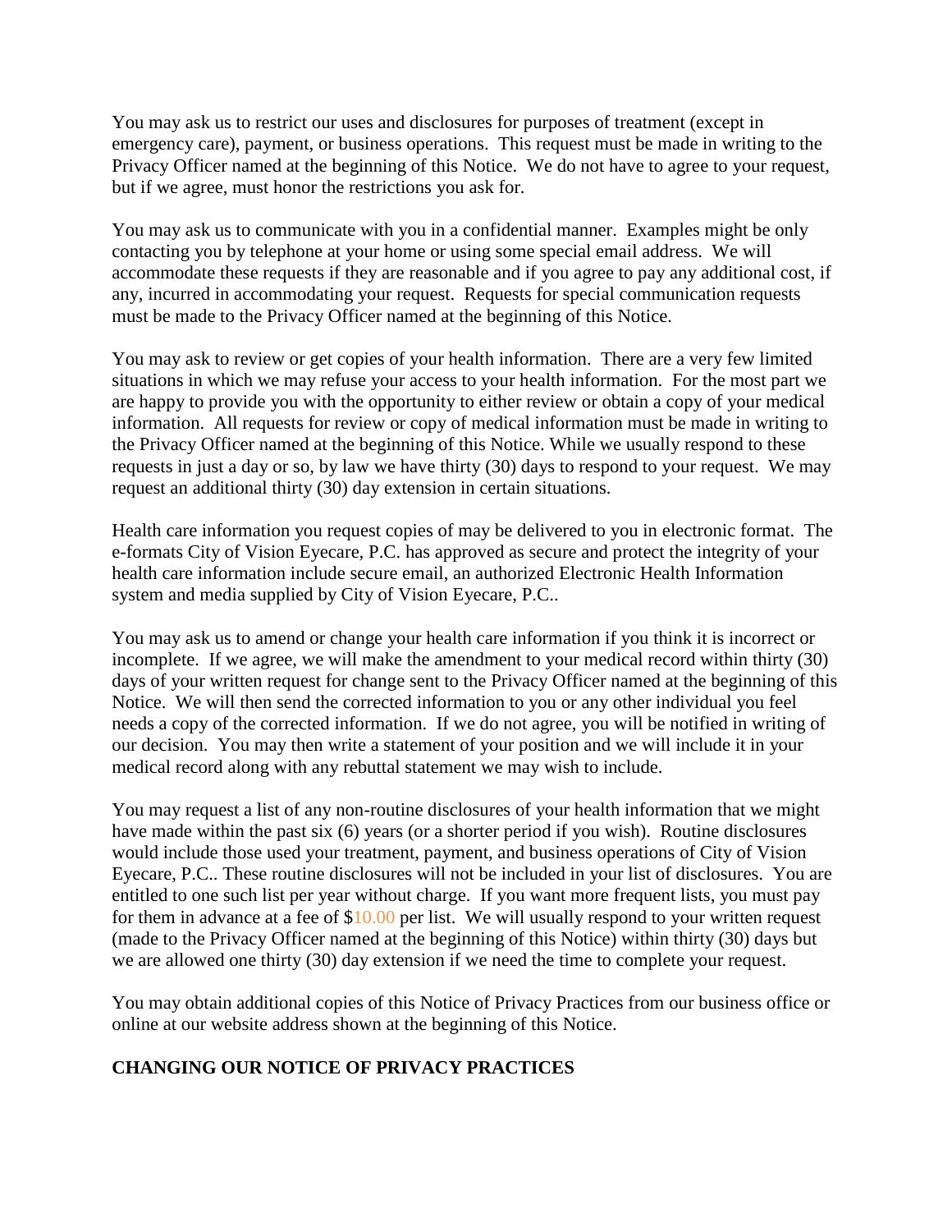You may ask us to restrict our uses and disclosures for purposes of treatment (except in emergency care), payment, or business operations. This request must be made in writing to the Privacy Officer named at the beginning of this Notice. We do not have to agree to your request, but if we agree, must honor the restrictions you ask for.

You may ask us to communicate with you in a confidential manner. Examples might be only contacting you by telephone at your home or using some special email address. We will accommodate these requests if they are reasonable and if you agree to pay any additional cost, if any, incurred in accommodating your request. Requests for special communication requests must be made to the Privacy Officer named at the beginning of this Notice.

You may ask to review or get copies of your health information. There are a very few limited situations in which we may refuse your access to your health information. For the most part we are happy to provide you with the opportunity to either review or obtain a copy of your medical information. All requests for review or copy of medical information must be made in writing to the Privacy Officer named at the beginning of this Notice. While we usually respond to these requests in just a day or so, by law we have thirty (30) days to respond to your request. We may request an additional thirty (30) day extension in certain situations.

Health care information you request copies of may be delivered to you in electronic format. The e-formats City of Vision Eyecare, P.C. has approved as secure and protect the integrity of your health care information include secure email, an authorized Electronic Health Information system and media supplied by City of Vision Eyecare, P.C..

You may ask us to amend or change your health care information if you think it is incorrect or incomplete. If we agree, we will make the amendment to your medical record within thirty (30) days of your written request for change sent to the Privacy Officer named at the beginning of this Notice. We will then send the corrected information to you or any other individual you feel needs a copy of the corrected information. If we do not agree, you will be notified in writing of our decision. You may then write a statement of your position and we will include it in your medical record along with any rebuttal statement we may wish to include.

You may request a list of any non-routine disclosures of your health information that we might have made within the past six (6) years (or a shorter period if you wish). Routine disclosures would include those used your treatment, payment, and business operations of City of Vision Eyecare, P.C.. These routine disclosures will not be included in your list of disclosures. You are entitled to one such list per year without charge. If you want more frequent lists, you must pay for them in advance at a fee of $10.00 per list. We will usually respond to your written request (made to the Privacy Officer named at the beginning of this Notice) within thirty (30) days but we are allowed one thirty (30) day extension if we need the time to complete your request.

You may obtain additional copies of this Notice of Privacy Practices from our business office or online at our website address shown at the beginning of this Notice.

**CHANGING OUR NOTICE OF PRIVACY PRACTICES**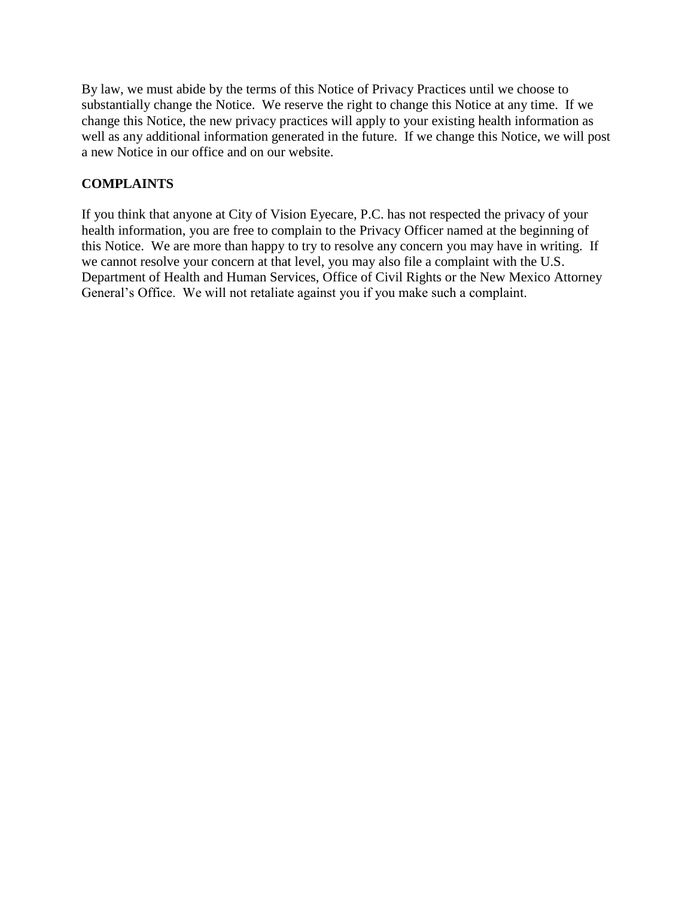By law, we must abide by the terms of this Notice of Privacy Practices until we choose to substantially change the Notice. We reserve the right to change this Notice at any time. If we change this Notice, the new privacy practices will apply to your existing health information as well as any additional information generated in the future. If we change this Notice, we will post a new Notice in our office and on our website.

## COMPLAINTS

If you think that anyone at City of Vision Eyecare, P.C. has not respected the privacy of your health information, you are free to complain to the Privacy Officer named at the beginning of this Notice. We are more than happy to try to resolve any concern you may have in writing. If we cannot resolve your concern at that level, you may also file a complaint with the U.S. Department of Health and Human Services, Office of Civil Rights or the New Mexico Attorney General's Office. We will not retaliate against you if you make such a complaint.